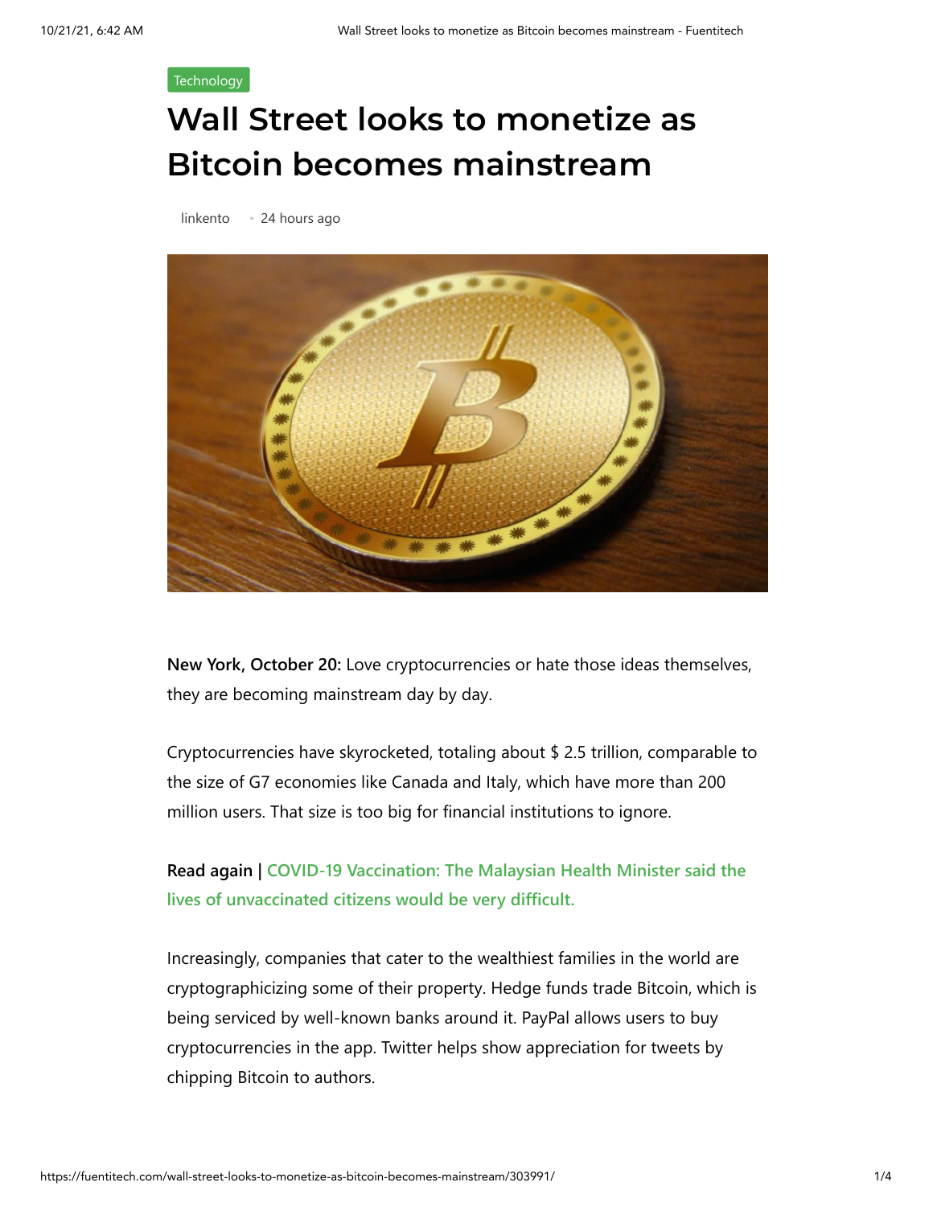Technology

# Wall Street looks to monetize as Bitcoin becomes mainstream

linkento • 24 hours ago

**New York, October 20:** Love cryptocurrencies or hate those ideas themselves, they are becoming mainstream day by day.

Cryptocurrencies have skyrocketed, totaling about $ 2.5 trillion, comparable to the size of G7 economies like Canada and Italy, which have more than 200 million users. That size is too big for financial institutions to ignore.

**Read again | COVID-19 Vaccination: The Malaysian Health Minister said the lives of unvaccinated citizens would be very difficult.**

Increasingly, companies that cater to the wealthiest families in the world are cryptographicizing some of their property. Hedge funds trade Bitcoin, which is being serviced by well-known banks around it. PayPal allows users to buy cryptocurrencies in the app. Twitter helps show appreciation for tweets by chipping Bitcoin to authors.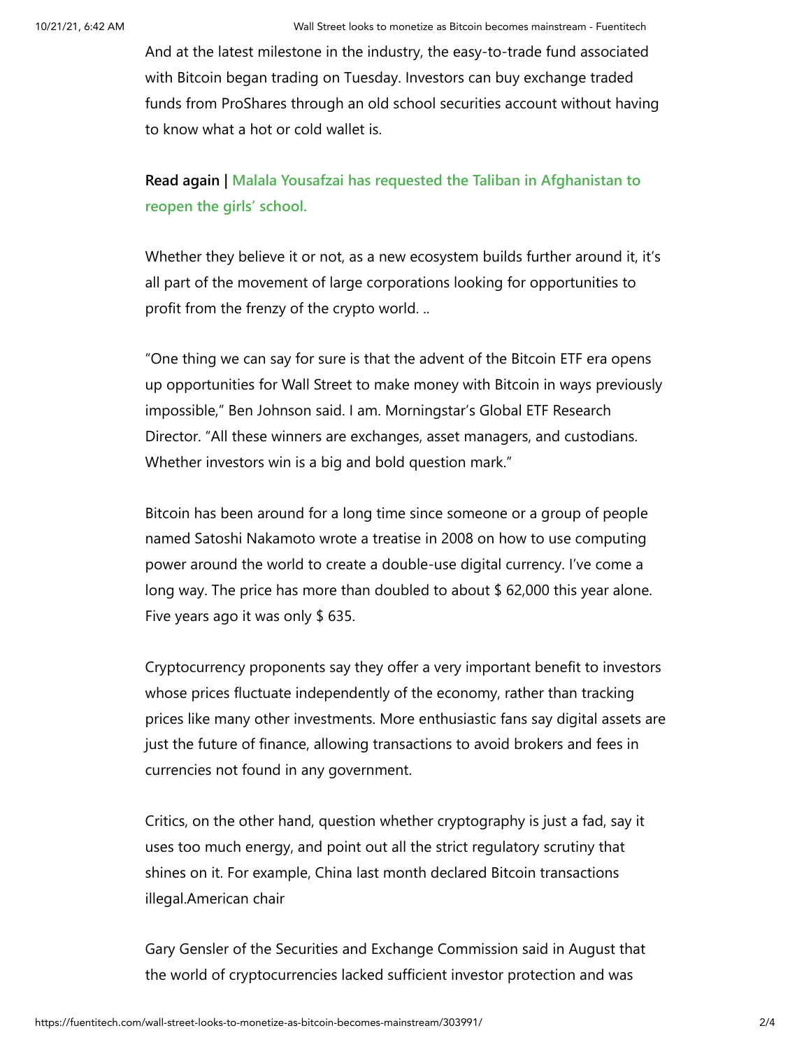And at the latest milestone in the industry, the easy-to-trade fund associated with Bitcoin began trading on Tuesday. Investors can buy exchange traded funds from ProShares through an old school securities account without having to know what a hot or cold wallet is.

**Read again | Malala Yousafzai has requested the Taliban in Afghanistan to reopen the girls' school.**

Whether they believe it or not, as a new ecosystem builds further around it, it's all part of the movement of large corporations looking for opportunities to profit from the frenzy of the crypto world. ..

"One thing we can say for sure is that the advent of the Bitcoin ETF era opens up opportunities for Wall Street to make money with Bitcoin in ways previously impossible," Ben Johnson said. I am. Morningstar's Global ETF Research Director. "All these winners are exchanges, asset managers, and custodians. Whether investors win is a big and bold question mark."

Bitcoin has been around for a long time since someone or a group of people named Satoshi Nakamoto wrote a treatise in 2008 on how to use computing power around the world to create a double-use digital currency. I've come a long way. The price has more than doubled to about $ 62,000 this year alone. Five years ago it was only $ 635.

Cryptocurrency proponents say they offer a very important benefit to investors whose prices fluctuate independently of the economy, rather than tracking prices like many other investments. More enthusiastic fans say digital assets are just the future of finance, allowing transactions to avoid brokers and fees in currencies not found in any government.

Critics, on the other hand, question whether cryptography is just a fad, say it uses too much energy, and point out all the strict regulatory scrutiny that shines on it. For example, China last month declared Bitcoin transactions illegal.American chair

Gary Gensler of the Securities and Exchange Commission said in August that the world of cryptocurrencies lacked sufficient investor protection and was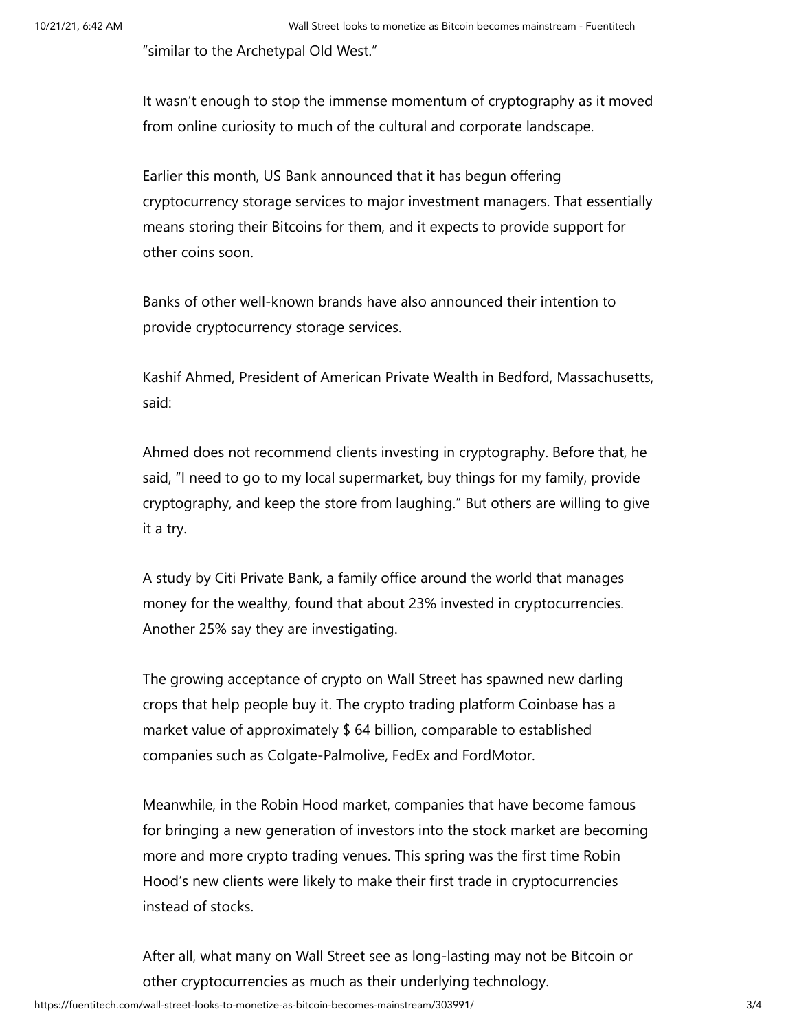"similar to the Archetypal Old West."

It wasn't enough to stop the immense momentum of cryptography as it moved from online curiosity to much of the cultural and corporate landscape.

Earlier this month, US Bank announced that it has begun offering cryptocurrency storage services to major investment managers. That essentially means storing their Bitcoins for them, and it expects to provide support for other coins soon.

Banks of other well-known brands have also announced their intention to provide cryptocurrency storage services.

Kashif Ahmed, President of American Private Wealth in Bedford, Massachusetts, said:

Ahmed does not recommend clients investing in cryptography. Before that, he said, "I need to go to my local supermarket, buy things for my family, provide cryptography, and keep the store from laughing." But others are willing to give it a try.

A study by Citi Private Bank, a family office around the world that manages money for the wealthy, found that about 23% invested in cryptocurrencies. Another 25% say they are investigating.

The growing acceptance of crypto on Wall Street has spawned new darling crops that help people buy it. The crypto trading platform Coinbase has a market value of approximately $ 64 billion, comparable to established companies such as Colgate-Palmolive, FedEx and FordMotor.

Meanwhile, in the Robin Hood market, companies that have become famous for bringing a new generation of investors into the stock market are becoming more and more crypto trading venues. This spring was the first time Robin Hood's new clients were likely to make their first trade in cryptocurrencies instead of stocks.

After all, what many on Wall Street see as long-lasting may not be Bitcoin or other cryptocurrencies as much as their underlying technology.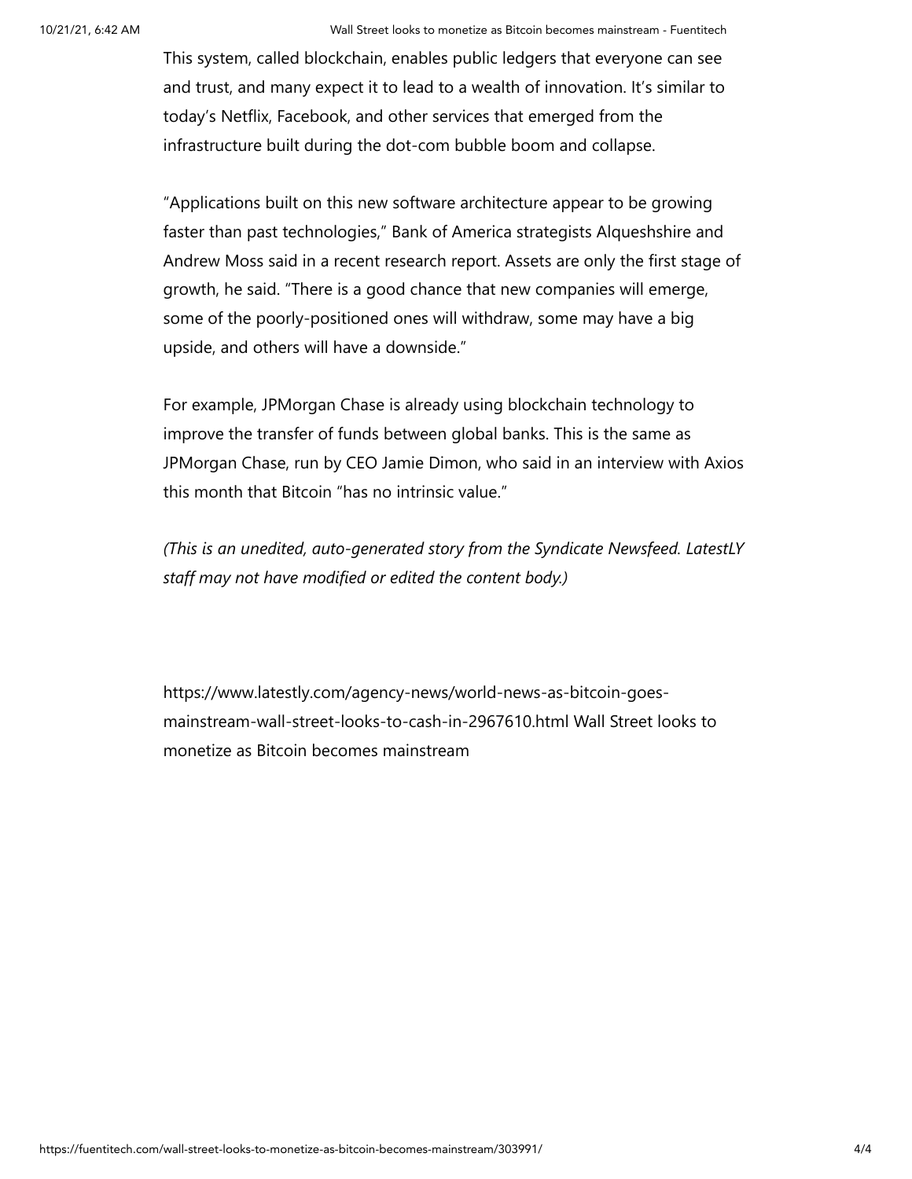This system, called blockchain, enables public ledgers that everyone can see and trust, and many expect it to lead to a wealth of innovation. It's similar to today's Netflix, Facebook, and other services that emerged from the infrastructure built during the dot-com bubble boom and collapse.

"Applications built on this new software architecture appear to be growing faster than past technologies," Bank of America strategists Alqueshshire and Andrew Moss said in a recent research report. Assets are only the first stage of growth, he said. "There is a good chance that new companies will emerge, some of the poorly-positioned ones will withdraw, some may have a big upside, and others will have a downside."

For example, JPMorgan Chase is already using blockchain technology to improve the transfer of funds between global banks. This is the same as JPMorgan Chase, run by CEO Jamie Dimon, who said in an interview with Axios this month that Bitcoin "has no intrinsic value."

*(This is an unedited, auto-generated story from the Syndicate Newsfeed. LatestLY staff may not have modified or edited the content body.)*

https://www.latestly.com/agency-news/world-news-as-bitcoin-goes-mainstream-wall-street-looks-to-cash-in-2967610.html Wall Street looks to monetize as Bitcoin becomes mainstream